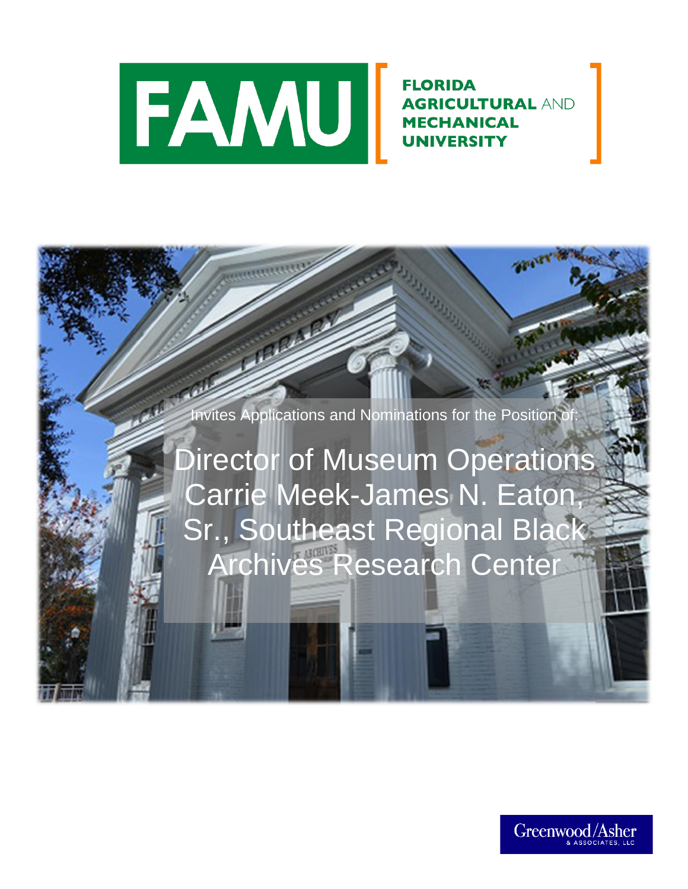# FAMU

**FLORIDA AGRICULTURAL AND MECHANICAL UNIVERSITY**

Invites Applications and Nominations for the Position of:

# Director of Museum Operations Carrie Meek-James N. Eaton, Sr., Southeast Regional Black Archives Research Center

Greenwood/Asher & Associates, LLC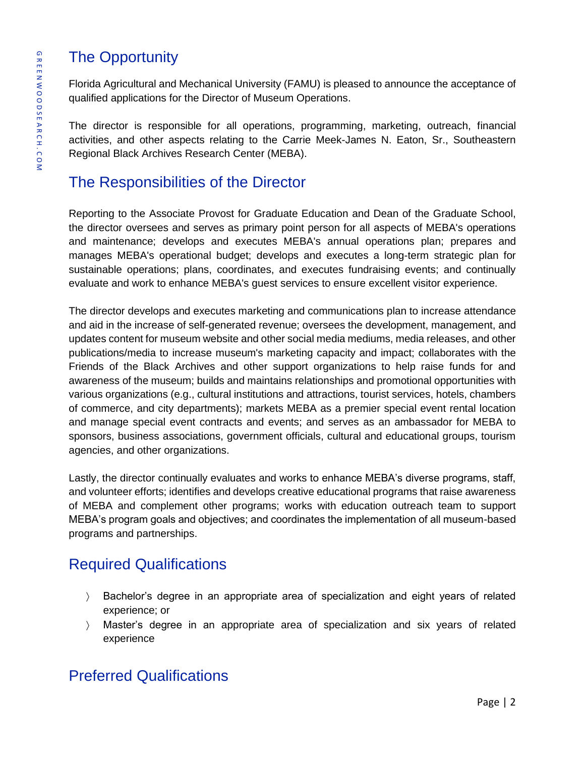## The Opportunity

Florida Agricultural and Mechanical University (FAMU) is pleased to announce the acceptance of qualified applications for the Director of Museum Operations.

The director is responsible for all operations, programming, marketing, outreach, financial activities, and other aspects relating to the Carrie Meek-James N. Eaton, Sr., Southeastern Regional Black Archives Research Center (MEBA).

## The Responsibilities of the Director

Reporting to the Associate Provost for Graduate Education and Dean of the Graduate School, the director oversees and serves as primary point person for all aspects of MEBA's operations and maintenance; develops and executes MEBA's annual operations plan; prepares and manages MEBA's operational budget; develops and executes a long-term strategic plan for sustainable operations; plans, coordinates, and executes fundraising events; and continually evaluate and work to enhance MEBA's guest services to ensure excellent visitor experience.

The director develops and executes marketing and communications plan to increase attendance and aid in the increase of self-generated revenue; oversees the development, management, and updates content for museum website and other social media mediums, media releases, and other publications/media to increase museum's marketing capacity and impact; collaborates with the Friends of the Black Archives and other support organizations to help raise funds for and awareness of the museum; builds and maintains relationships and promotional opportunities with various organizations (e.g., cultural institutions and attractions, tourist services, hotels, chambers of commerce, and city departments); markets MEBA as a premier special event rental location and manage special event contracts and events; and serves as an ambassador for MEBA to sponsors, business associations, government officials, cultural and educational groups, tourism agencies, and other organizations.

Lastly, the director continually evaluates and works to enhance MEBA's diverse programs, staff, and volunteer efforts; identifies and develops creative educational programs that raise awareness of MEBA and complement other programs; works with education outreach team to support MEBA's program goals and objectives; and coordinates the implementation of all museum-based programs and partnerships.

## Required Qualifications

- Bachelor's degree in an appropriate area of specialization and eight years of related experience; or
- Master's degree in an appropriate area of specialization and six years of related experience

## Preferred Qualifications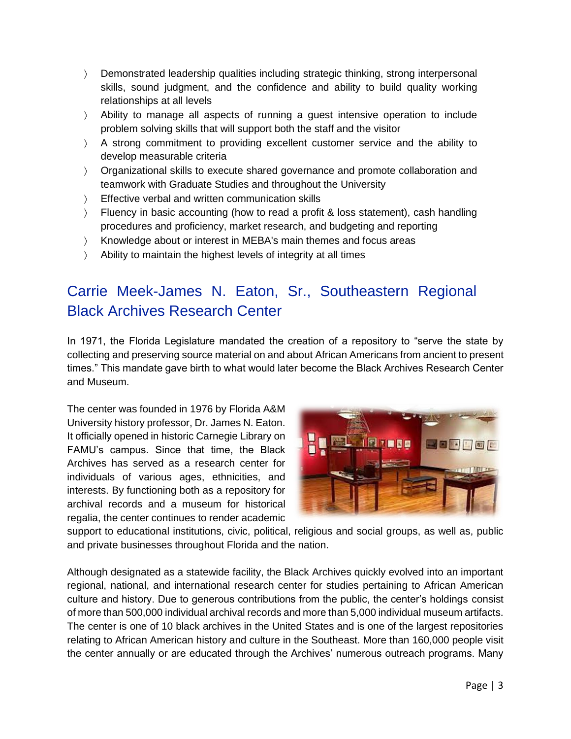- Demonstrated leadership qualities including strategic thinking, strong interpersonal skills, sound judgment, and the confidence and ability to build quality working relationships at all levels
- Ability to manage all aspects of running a guest intensive operation to include problem solving skills that will support both the staff and the visitor
- A strong commitment to providing excellent customer service and the ability to develop measurable criteria
- Organizational skills to execute shared governance and promote collaboration and teamwork with Graduate Studies and throughout the University
- Effective verbal and written communication skills
- Fluency in basic accounting (how to read a profit & loss statement), cash handling procedures and proficiency, market research, and budgeting and reporting
- Knowledge about or interest in MEBA's main themes and focus areas
- Ability to maintain the highest levels of integrity at all times

## Carrie Meek-James N. Eaton, Sr., Southeastern Regional Black Archives Research Center

In 1971, the Florida Legislature mandated the creation of a repository to "serve the state by collecting and preserving source material on and about African Americans from ancient to present times." This mandate gave birth to what would later become the Black Archives Research Center and Museum.

The center was founded in 1976 by Florida A&M University history professor, Dr. James N. Eaton. It officially opened in historic Carnegie Library on FAMU's campus. Since that time, the Black Archives has served as a research center for individuals of various ages, ethnicities, and interests. By functioning both as a repository for archival records and a museum for historical regalia, the center continues to render academic support to educational institutions, civic, political, religious and social groups, as well as, public and private businesses throughout Florida and the nation.

Although designated as a statewide facility, the Black Archives quickly evolved into an important regional, national, and international research center for studies pertaining to African American culture and history. Due to generous contributions from the public, the center's holdings consist of more than 500,000 individual archival records and more than 5,000 individual museum artifacts. The center is one of 10 black archives in the United States and is one of the largest repositories relating to African American history and culture in the Southeast. More than 160,000 people visit the center annually or are educated through the Archives' numerous outreach programs. Many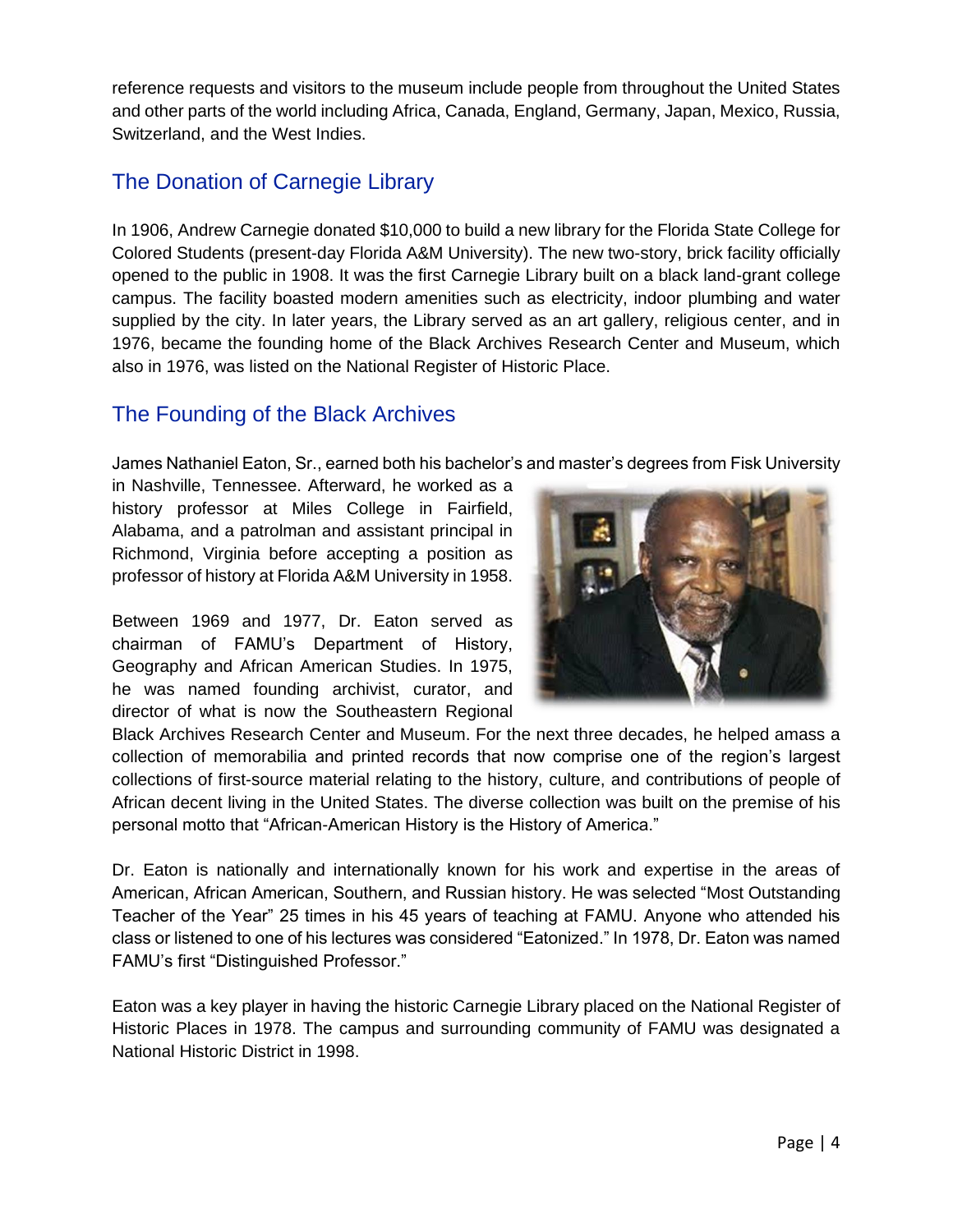reference requests and visitors to the museum include people from throughout the United States and other parts of the world including Africa, Canada, England, Germany, Japan, Mexico, Russia, Switzerland, and the West Indies.

## The Donation of Carnegie Library

In 1906, Andrew Carnegie donated $10,000 to build a new library for the Florida State College for Colored Students (present-day Florida A&M University). The new two-story, brick facility officially opened to the public in 1908. It was the first Carnegie Library built on a black land-grant college campus. The facility boasted modern amenities such as electricity, indoor plumbing and water supplied by the city. In later years, the Library served as an art gallery, religious center, and in 1976, became the founding home of the Black Archives Research Center and Museum, which also in 1976, was listed on the National Register of Historic Place.

## The Founding of the Black Archives

James Nathaniel Eaton, Sr., earned both his bachelor's and master's degrees from Fisk University in Nashville, Tennessee. Afterward, he worked as a history professor at Miles College in Fairfield, Alabama, and a patrolman and assistant principal in Richmond, Virginia before accepting a position as professor of history at Florida A&M University in 1958.

Between 1969 and 1977, Dr. Eaton served as chairman of FAMU's Department of History, Geography and African American Studies. In 1975, he was named founding archivist, curator, and director of what is now the Southeastern Regional Black Archives Research Center and Museum. For the next three decades, he helped amass a collection of memorabilia and printed records that now comprise one of the region's largest collections of first-source material relating to the history, culture, and contributions of people of African decent living in the United States. The diverse collection was built on the premise of his personal motto that "African-American History is the History of America."

Dr. Eaton is nationally and internationally known for his work and expertise in the areas of American, African American, Southern, and Russian history. He was selected "Most Outstanding Teacher of the Year" 25 times in his 45 years of teaching at FAMU. Anyone who attended his class or listened to one of his lectures was considered "Eatonized." In 1978, Dr. Eaton was named FAMU's first "Distinguished Professor."

Eaton was a key player in having the historic Carnegie Library placed on the National Register of Historic Places in 1978. The campus and surrounding community of FAMU was designated a National Historic District in 1998.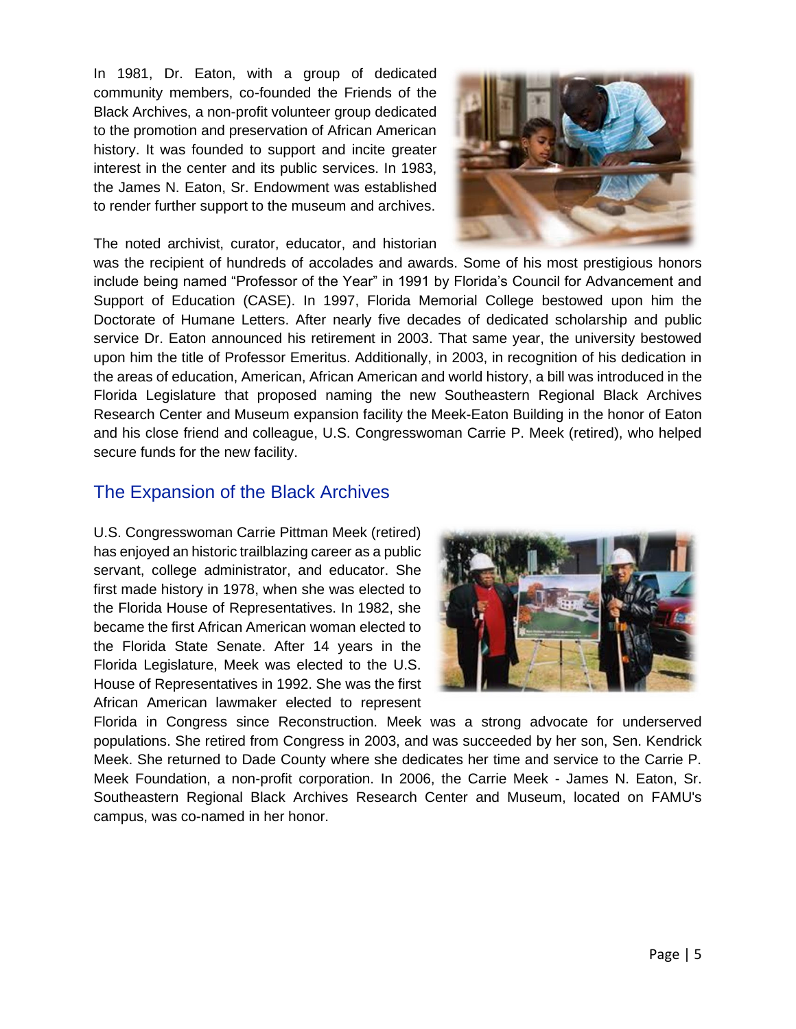In 1981, Dr. Eaton, with a group of dedicated community members, co-founded the Friends of the Black Archives, a non-profit volunteer group dedicated to the promotion and preservation of African American history. It was founded to support and incite greater interest in the center and its public services. In 1983, the James N. Eaton, Sr. Endowment was established to render further support to the museum and archives.

The noted archivist, curator, educator, and historian was the recipient of hundreds of accolades and awards. Some of his most prestigious honors include being named "Professor of the Year" in 1991 by Florida's Council for Advancement and Support of Education (CASE). In 1997, Florida Memorial College bestowed upon him the Doctorate of Humane Letters. After nearly five decades of dedicated scholarship and public service Dr. Eaton announced his retirement in 2003. That same year, the university bestowed upon him the title of Professor Emeritus. Additionally, in 2003, in recognition of his dedication in the areas of education, American, African American and world history, a bill was introduced in the Florida Legislature that proposed naming the new Southeastern Regional Black Archives Research Center and Museum expansion facility the Meek-Eaton Building in the honor of Eaton and his close friend and colleague, U.S. Congresswoman Carrie P. Meek (retired), who helped secure funds for the new facility.

## The Expansion of the Black Archives

U.S. Congresswoman Carrie Pittman Meek (retired) has enjoyed an historic trailblazing career as a public servant, college administrator, and educator. She first made history in 1978, when she was elected to the Florida House of Representatives. In 1982, she became the first African American woman elected to the Florida State Senate. After 14 years in the Florida Legislature, Meek was elected to the U.S. House of Representatives in 1992. She was the first African American lawmaker elected to represent Florida in Congress since Reconstruction. Meek was a strong advocate for underserved populations. She retired from Congress in 2003, and was succeeded by her son, Sen. Kendrick Meek. She returned to Dade County where she dedicates her time and service to the Carrie P. Meek Foundation, a non-profit corporation. In 2006, the Carrie Meek - James N. Eaton, Sr. Southeastern Regional Black Archives Research Center and Museum, located on FAMU's campus, was co-named in her honor.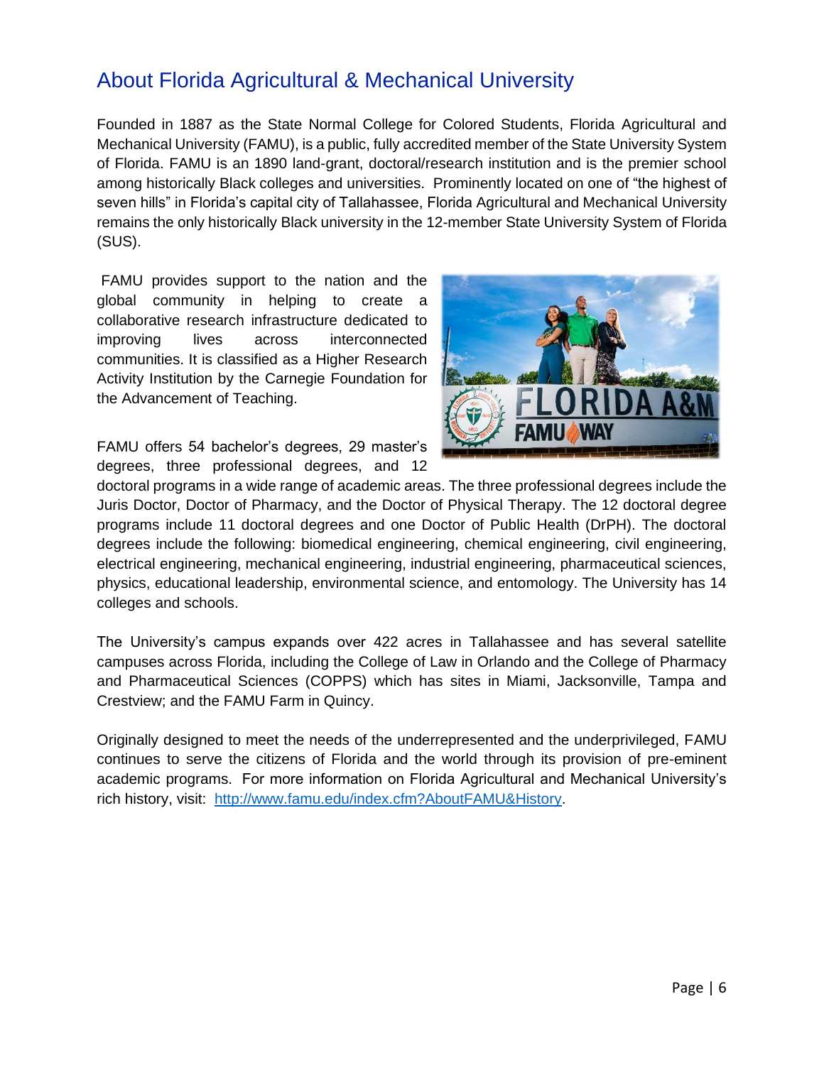## About Florida Agricultural & Mechanical University

Founded in 1887 as the State Normal College for Colored Students, Florida Agricultural and Mechanical University (FAMU), is a public, fully accredited member of the State University System of Florida. FAMU is an 1890 land-grant, doctoral/research institution and is the premier school among historically Black colleges and universities. Prominently located on one of "the highest of seven hills" in Florida's capital city of Tallahassee, Florida Agricultural and Mechanical University remains the only historically Black university in the 12-member State University System of Florida (SUS).

FAMU provides support to the nation and the global community in helping to create a collaborative research infrastructure dedicated to improving lives across interconnected communities. It is classified as a Higher Research Activity Institution by the Carnegie Foundation for the Advancement of Teaching.

FAMU offers 54 bachelor's degrees, 29 master's degrees, three professional degrees, and 12 doctoral programs in a wide range of academic areas. The three professional degrees include the Juris Doctor, Doctor of Pharmacy, and the Doctor of Physical Therapy. The 12 doctoral degree programs include 11 doctoral degrees and one Doctor of Public Health (DrPH). The doctoral degrees include the following: biomedical engineering, chemical engineering, civil engineering, electrical engineering, mechanical engineering, industrial engineering, pharmaceutical sciences, physics, educational leadership, environmental science, and entomology. The University has 14 colleges and schools.

The University's campus expands over 422 acres in Tallahassee and has several satellite campuses across Florida, including the College of Law in Orlando and the College of Pharmacy and Pharmaceutical Sciences (COPPS) which has sites in Miami, Jacksonville, Tampa and Crestview; and the FAMU Farm in Quincy.

Originally designed to meet the needs of the underrepresented and the underprivileged, FAMU continues to serve the citizens of Florida and the world through its provision of pre-eminent academic programs. For more information on Florida Agricultural and Mechanical University's rich history, visit: [http://www.famu.edu/index.cfm?AboutFAMU&History](http://www.famu.edu/index.cfm?AboutFAMU&History).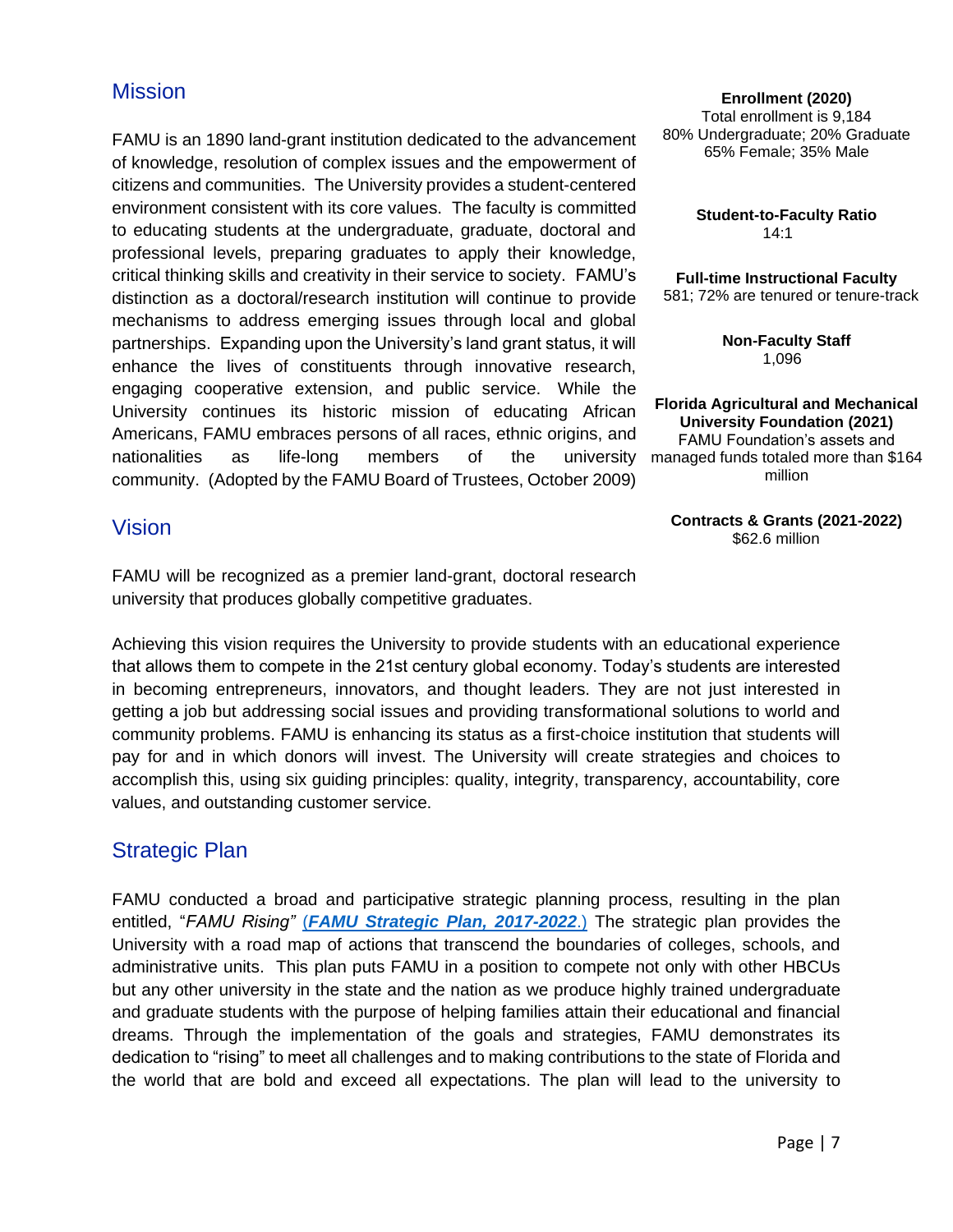## Mission

FAMU is an 1890 land-grant institution dedicated to the advancement of knowledge, resolution of complex issues and the empowerment of citizens and communities. The University provides a student-centered environment consistent with its core values. The faculty is committed to educating students at the undergraduate, graduate, doctoral and professional levels, preparing graduates to apply their knowledge, critical thinking skills and creativity in their service to society. FAMU's distinction as a doctoral/research institution will continue to provide mechanisms to address emerging issues through local and global partnerships. Expanding upon the University's land grant status, it will enhance the lives of constituents through innovative research, engaging cooperative extension, and public service. While the University continues its historic mission of educating African Americans, FAMU embraces persons of all races, ethnic origins, and nationalities as life-long members of the university community. (Adopted by the FAMU Board of Trustees, October 2009)

**Enrollment (2020)**
Total enrollment is 9,184
80% Undergraduate; 20% Graduate
65% Female; 35% Male

**Student-to-Faculty Ratio**
14:1

**Full-time Instructional Faculty**
581; 72% are tenured or tenure-track

**Non-Faculty Staff**
1,096

**Florida Agricultural and Mechanical University Foundation (2021)**
FAMU Foundation's assets and managed funds totaled more than $164 million

**Contracts & Grants (2021-2022)**
$62.6 million

## Vision

FAMU will be recognized as a premier land-grant, doctoral research university that produces globally competitive graduates.

Achieving this vision requires the University to provide students with an educational experience that allows them to compete in the 21st century global economy. Today's students are interested in becoming entrepreneurs, innovators, and thought leaders. They are not just interested in getting a job but addressing social issues and providing transformational solutions to world and community problems. FAMU is enhancing its status as a first-choice institution that students will pay for and in which donors will invest. The University will create strategies and choices to accomplish this, using six guiding principles: quality, integrity, transparency, accountability, core values, and outstanding customer service.

## Strategic Plan

FAMU conducted a broad and participative strategic planning process, resulting in the plan entitled, "*FAMU Rising*" (***FAMU Strategic Plan, 2017-2022***.) The strategic plan provides the University with a road map of actions that transcend the boundaries of colleges, schools, and administrative units. This plan puts FAMU in a position to compete not only with other HBCUs but any other university in the state and the nation as we produce highly trained undergraduate and graduate students with the purpose of helping families attain their educational and financial dreams. Through the implementation of the goals and strategies, FAMU demonstrates its dedication to "rising" to meet all challenges and to making contributions to the state of Florida and the world that are bold and exceed all expectations. The plan will lead to the university to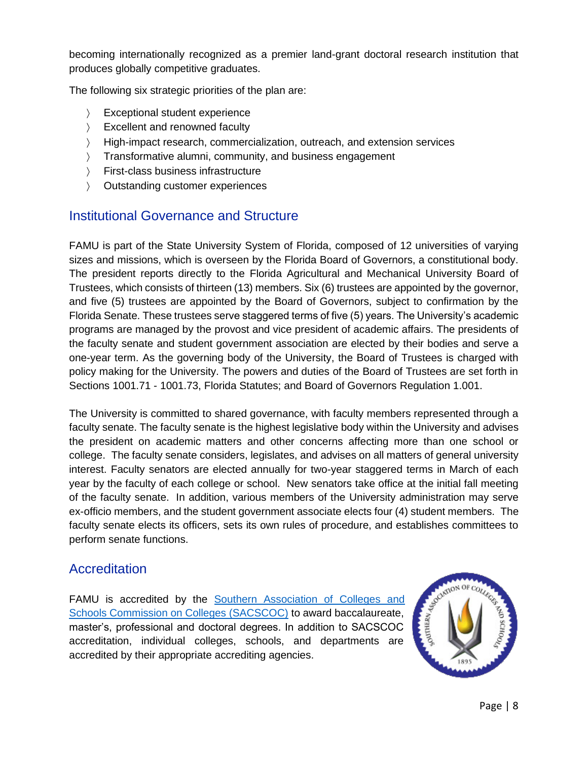becoming internationally recognized as a premier land-grant doctoral research institution that produces globally competitive graduates.

The following six strategic priorities of the plan are:

- Exceptional student experience
- Excellent and renowned faculty
- High-impact research, commercialization, outreach, and extension services
- Transformative alumni, community, and business engagement
- First-class business infrastructure
- Outstanding customer experiences

## Institutional Governance and Structure

FAMU is part of the State University System of Florida, composed of 12 universities of varying sizes and missions, which is overseen by the Florida Board of Governors, a constitutional body. The president reports directly to the Florida Agricultural and Mechanical University Board of Trustees, which consists of thirteen (13) members. Six (6) trustees are appointed by the governor, and five (5) trustees are appointed by the Board of Governors, subject to confirmation by the Florida Senate. These trustees serve staggered terms of five (5) years. The University's academic programs are managed by the provost and vice president of academic affairs. The presidents of the faculty senate and student government association are elected by their bodies and serve a one-year term. As the governing body of the University, the Board of Trustees is charged with policy making for the University. The powers and duties of the Board of Trustees are set forth in Sections 1001.71 - 1001.73, Florida Statutes; and Board of Governors Regulation 1.001.

The University is committed to shared governance, with faculty members represented through a faculty senate. The faculty senate is the highest legislative body within the University and advises the president on academic matters and other concerns affecting more than one school or college. The faculty senate considers, legislates, and advises on all matters of general university interest. Faculty senators are elected annually for two-year staggered terms in March of each year by the faculty of each college or school. New senators take office at the initial fall meeting of the faculty senate. In addition, various members of the University administration may serve ex-officio members, and the student government associate elects four (4) student members. The faculty senate elects its officers, sets its own rules of procedure, and establishes committees to perform senate functions.

## Accreditation

FAMU is accredited by the Southern Association of Colleges and Schools Commission on Colleges (SACSCOC) to award baccalaureate, master's, professional and doctoral degrees. In addition to SACSCOC accreditation, individual colleges, schools, and departments are accredited by their appropriate accrediting agencies.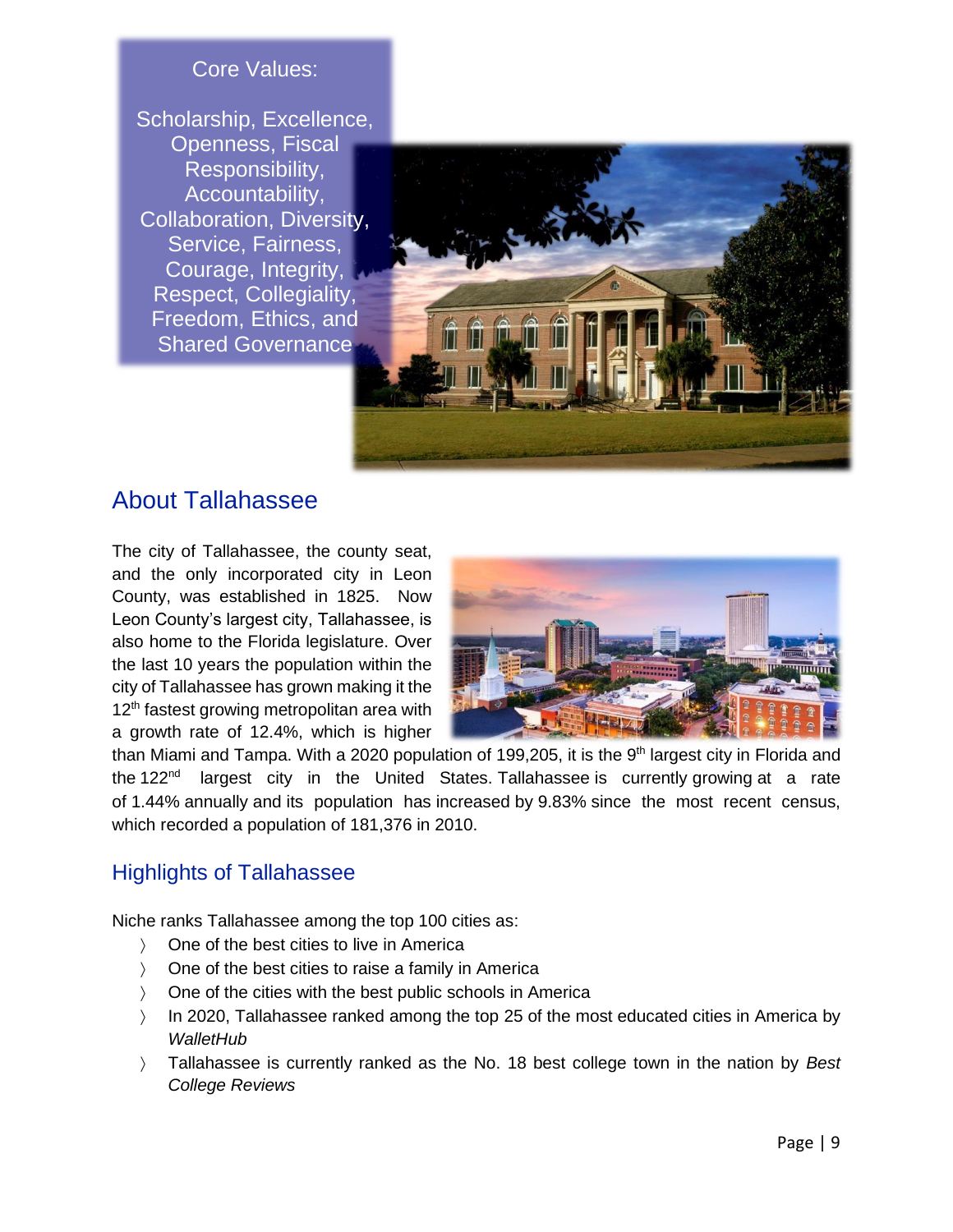Core Values:

Scholarship, Excellence, Openness, Fiscal Responsibility, Accountability, Collaboration, Diversity, Service, Fairness, Courage, Integrity, Respect, Collegiality, Freedom, Ethics, and Shared Governance

## About Tallahassee

The city of Tallahassee, the county seat, and the only incorporated city in Leon County, was established in 1825. Now Leon County's largest city, Tallahassee, is also home to the Florida legislature. Over the last 10 years the population within the city of Tallahassee has grown making it the 12th fastest growing metropolitan area with a growth rate of 12.4%, which is higher than Miami and Tampa. With a 2020 population of 199,205, it is the 9th largest city in Florida and the 122nd largest city in the United States. Tallahassee is currently growing at a rate of 1.44% annually and its population has increased by 9.83% since the most recent census, which recorded a population of 181,376 in 2010.

## Highlights of Tallahassee

Niche ranks Tallahassee among the top 100 cities as:

- One of the best cities to live in America
- One of the best cities to raise a family in America
- One of the cities with the best public schools in America
- In 2020, Tallahassee ranked among the top 25 of the most educated cities in America by *WalletHub*
- Tallahassee is currently ranked as the No. 18 best college town in the nation by *Best College Reviews*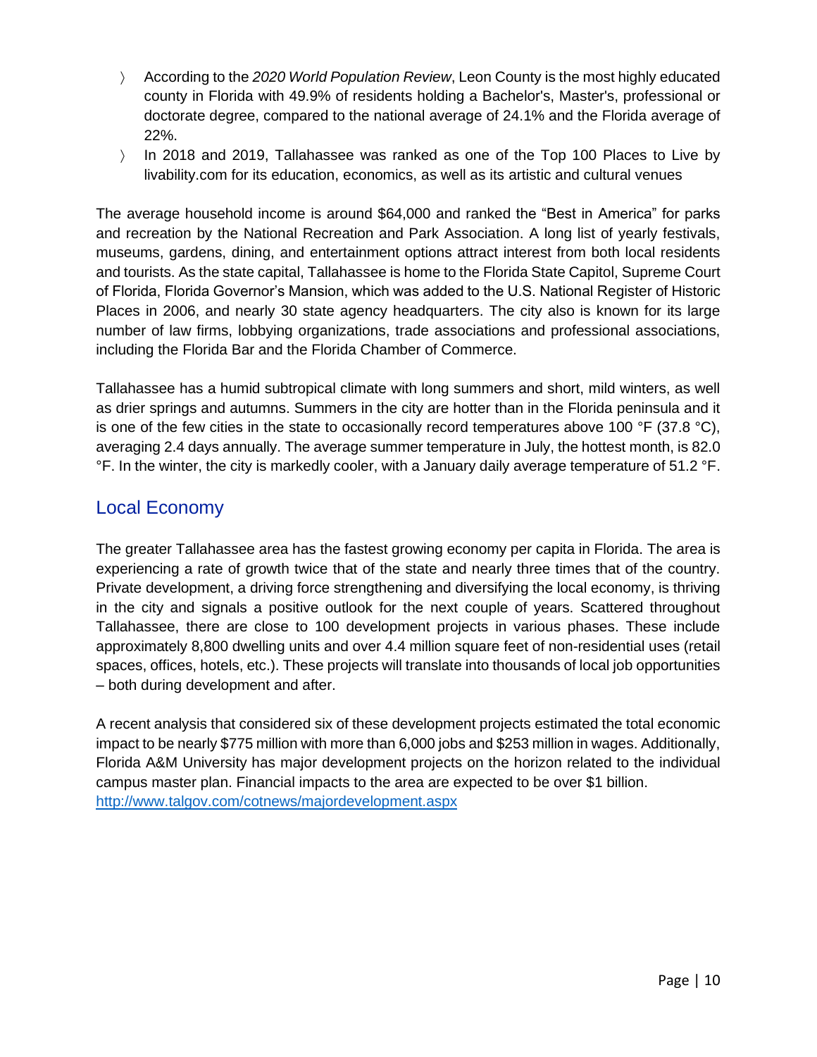- According to the *2020 World Population Review*, Leon County is the most highly educated county in Florida with 49.9% of residents holding a Bachelor's, Master's, professional or doctorate degree, compared to the national average of 24.1% and the Florida average of 22%.
- In 2018 and 2019, Tallahassee was ranked as one of the Top 100 Places to Live by livability.com for its education, economics, as well as its artistic and cultural venues

The average household income is around $64,000 and ranked the "Best in America" for parks and recreation by the National Recreation and Park Association. A long list of yearly festivals, museums, gardens, dining, and entertainment options attract interest from both local residents and tourists. As the state capital, Tallahassee is home to the Florida State Capitol, Supreme Court of Florida, Florida Governor's Mansion, which was added to the U.S. National Register of Historic Places in 2006, and nearly 30 state agency headquarters. The city also is known for its large number of law firms, lobbying organizations, trade associations and professional associations, including the Florida Bar and the Florida Chamber of Commerce.

Tallahassee has a humid subtropical climate with long summers and short, mild winters, as well as drier springs and autumns. Summers in the city are hotter than in the Florida peninsula and it is one of the few cities in the state to occasionally record temperatures above 100 °F (37.8 °C), averaging 2.4 days annually. The average summer temperature in July, the hottest month, is 82.0 °F. In the winter, the city is markedly cooler, with a January daily average temperature of 51.2 °F.

## Local Economy

The greater Tallahassee area has the fastest growing economy per capita in Florida. The area is experiencing a rate of growth twice that of the state and nearly three times that of the country. Private development, a driving force strengthening and diversifying the local economy, is thriving in the city and signals a positive outlook for the next couple of years. Scattered throughout Tallahassee, there are close to 100 development projects in various phases. These include approximately 8,800 dwelling units and over 4.4 million square feet of non-residential uses (retail spaces, offices, hotels, etc.). These projects will translate into thousands of local job opportunities – both during development and after.

A recent analysis that considered six of these development projects estimated the total economic impact to be nearly $775 million with more than 6,000 jobs and $253 million in wages. Additionally, Florida A&M University has major development projects on the horizon related to the individual campus master plan. Financial impacts to the area are expected to be over $1 billion.
http://www.talgov.com/cotnews/majordevelopment.aspx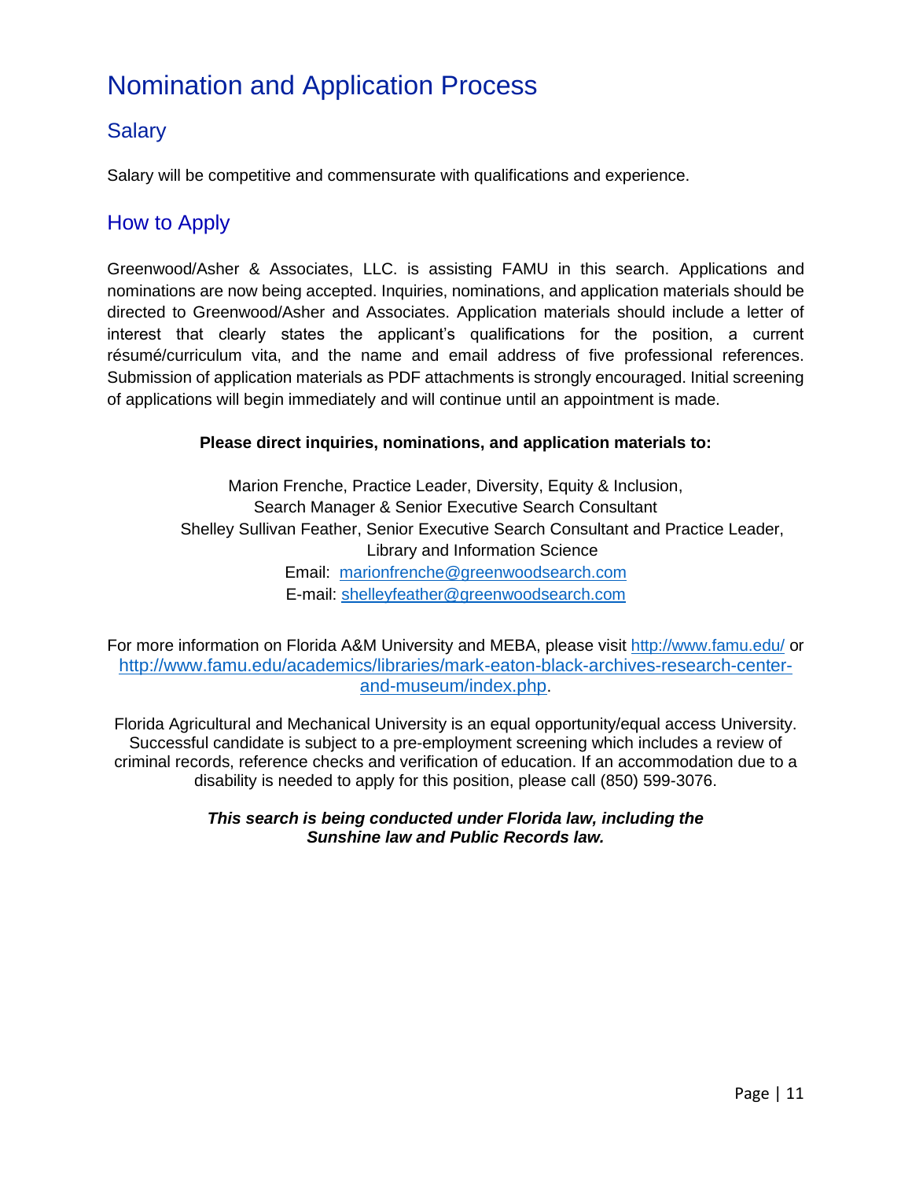# Nomination and Application Process

## Salary

Salary will be competitive and commensurate with qualifications and experience.

## How to Apply

Greenwood/Asher & Associates, LLC. is assisting FAMU in this search. Applications and nominations are now being accepted. Inquiries, nominations, and application materials should be directed to Greenwood/Asher and Associates. Application materials should include a letter of interest that clearly states the applicant's qualifications for the position, a current résumé/curriculum vita, and the name and email address of five professional references. Submission of application materials as PDF attachments is strongly encouraged. Initial screening of applications will begin immediately and will continue until an appointment is made.

**Please direct inquiries, nominations, and application materials to:**

Marion Frenche, Practice Leader, Diversity, Equity & Inclusion,
Search Manager & Senior Executive Search Consultant
Shelley Sullivan Feather, Senior Executive Search Consultant and Practice Leader,
Library and Information Science
Email: marionfrenche@greenwoodsearch.com
E-mail: shelleyfeather@greenwoodsearch.com

For more information on Florida A&M University and MEBA, please visit http://www.famu.edu/ or http://www.famu.edu/academics/libraries/mark-eaton-black-archives-research-center-and-museum/index.php.

Florida Agricultural and Mechanical University is an equal opportunity/equal access University. Successful candidate is subject to a pre-employment screening which includes a review of criminal records, reference checks and verification of education. If an accommodation due to a disability is needed to apply for this position, please call (850) 599-3076.

***This search is being conducted under Florida law, including the Sunshine law and Public Records law.***